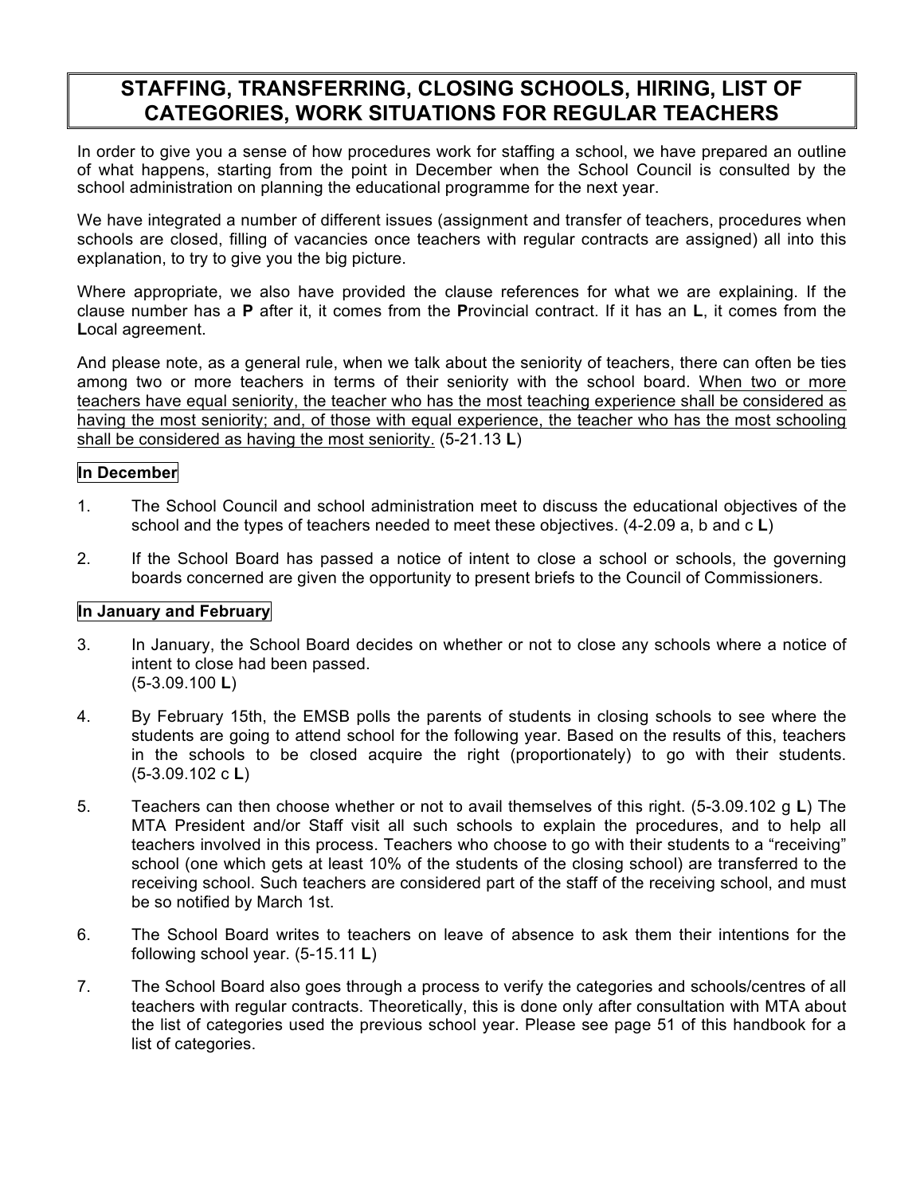# STAFFING, TRANSFERRING, CLOSING SCHOOLS, HIRING, LIST OF CATEGORIES, WORK SITUATIONS FOR REGULAR TEACHERS

In order to give you a sense of how procedures work for staffing a school, we have prepared an outline of what happens, starting from the point in December when the School Council is consulted by the school administration on planning the educational programme for the next year.

We have integrated a number of different issues (assignment and transfer of teachers, procedures when schools are closed, filling of vacancies once teachers with regular contracts are assigned) all into this explanation, to try to give you the big picture.

Where appropriate, we also have provided the clause references for what we are explaining. If the clause number has a **P** after it, it comes from the **P**rovincial contract. If it has an **L**, it comes from the **L**ocal agreement.

And please note, as a general rule, when we talk about the seniority of teachers, there can often be ties among two or more teachers in terms of their seniority with the school board. <u>When two or more teachers have equal seniority, the teacher who has the most teaching experience shall be considered as having the most seniority; and, of those with equal experience, the teacher who has the most schooling shall be considered as having the most seniority.</u> (5-21.13 **L**)

## In December

1. The School Council and school administration meet to discuss the educational objectives of the school and the types of teachers needed to meet these objectives. (4-2.09 a, b and c **L**)

2. If the School Board has passed a notice of intent to close a school or schools, the governing boards concerned are given the opportunity to present briefs to the Council of Commissioners.

## In January and February

3. In January, the School Board decides on whether or not to close any schools where a notice of intent to close had been passed. (5-3.09.100 **L**)

4. By February 15th, the EMSB polls the parents of students in closing schools to see where the students are going to attend school for the following year. Based on the results of this, teachers in the schools to be closed acquire the right (proportionately) to go with their students. (5-3.09.102 c **L**)

5. Teachers can then choose whether or not to avail themselves of this right. (5-3.09.102 g **L**) The MTA President and/or Staff visit all such schools to explain the procedures, and to help all teachers involved in this process. Teachers who choose to go with their students to a "receiving" school (one which gets at least 10% of the students of the closing school) are transferred to the receiving school. Such teachers are considered part of the staff of the receiving school, and must be so notified by March 1st.

6. The School Board writes to teachers on leave of absence to ask them their intentions for the following school year. (5-15.11 **L**)

7. The School Board also goes through a process to verify the categories and schools/centres of all teachers with regular contracts. Theoretically, this is done only after consultation with MTA about the list of categories used the previous school year. Please see page 51 of this handbook for a list of categories.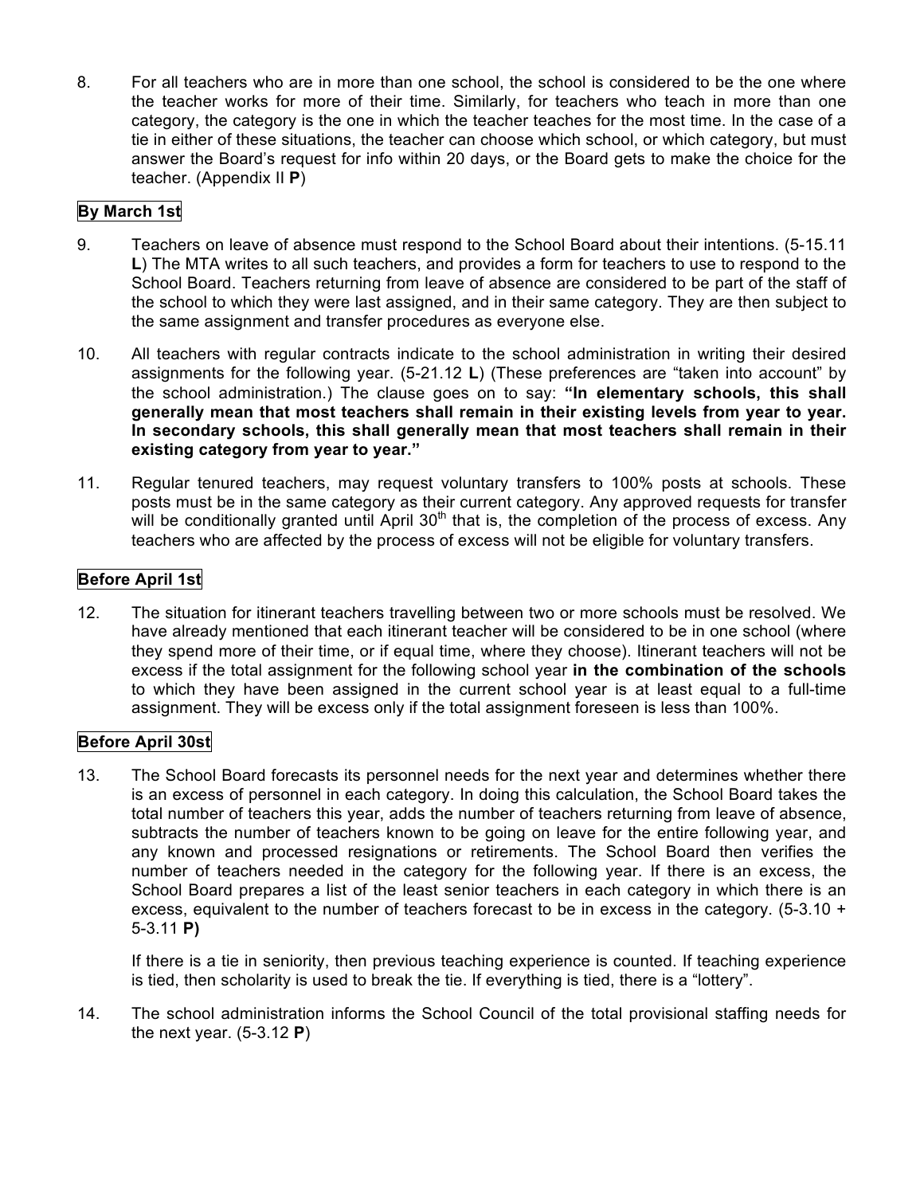8. For all teachers who are in more than one school, the school is considered to be the one where the teacher works for more of their time. Similarly, for teachers who teach in more than one category, the category is the one in which the teacher teaches for the most time. In the case of a tie in either of these situations, the teacher can choose which school, or which category, but must answer the Board's request for info within 20 days, or the Board gets to make the choice for the teacher. (Appendix II **P**)

**By March 1st**

9. Teachers on leave of absence must respond to the School Board about their intentions. (5-15.11 **L**) The MTA writes to all such teachers, and provides a form for teachers to use to respond to the School Board. Teachers returning from leave of absence are considered to be part of the staff of the school to which they were last assigned, and in their same category. They are then subject to the same assignment and transfer procedures as everyone else.

10. All teachers with regular contracts indicate to the school administration in writing their desired assignments for the following year. (5-21.12 **L**) (These preferences are "taken into account" by the school administration.) The clause goes on to say: **"In elementary schools, this shall generally mean that most teachers shall remain in their existing levels from year to year. In secondary schools, this shall generally mean that most teachers shall remain in their existing category from year to year."**

11. Regular tenured teachers, may request voluntary transfers to 100% posts at schools. These posts must be in the same category as their current category. Any approved requests for transfer will be conditionally granted until April 30th that is, the completion of the process of excess. Any teachers who are affected by the process of excess will not be eligible for voluntary transfers.

**Before April 1st**

12. The situation for itinerant teachers travelling between two or more schools must be resolved. We have already mentioned that each itinerant teacher will be considered to be in one school (where they spend more of their time, or if equal time, where they choose). Itinerant teachers will not be excess if the total assignment for the following school year **in the combination of the schools** to which they have been assigned in the current school year is at least equal to a full-time assignment. They will be excess only if the total assignment foreseen is less than 100%.

**Before April 30st**

13. The School Board forecasts its personnel needs for the next year and determines whether there is an excess of personnel in each category. In doing this calculation, the School Board takes the total number of teachers this year, adds the number of teachers returning from leave of absence, subtracts the number of teachers known to be going on leave for the entire following year, and any known and processed resignations or retirements. The School Board then verifies the number of teachers needed in the category for the following year. If there is an excess, the School Board prepares a list of the least senior teachers in each category in which there is an excess, equivalent to the number of teachers forecast to be in excess in the category. (5-3.10 + 5-3.11 **P)**

    If there is a tie in seniority, then previous teaching experience is counted. If teaching experience is tied, then scholarity is used to break the tie. If everything is tied, there is a "lottery".

14. The school administration informs the School Council of the total provisional staffing needs for the next year. (5-3.12 **P**)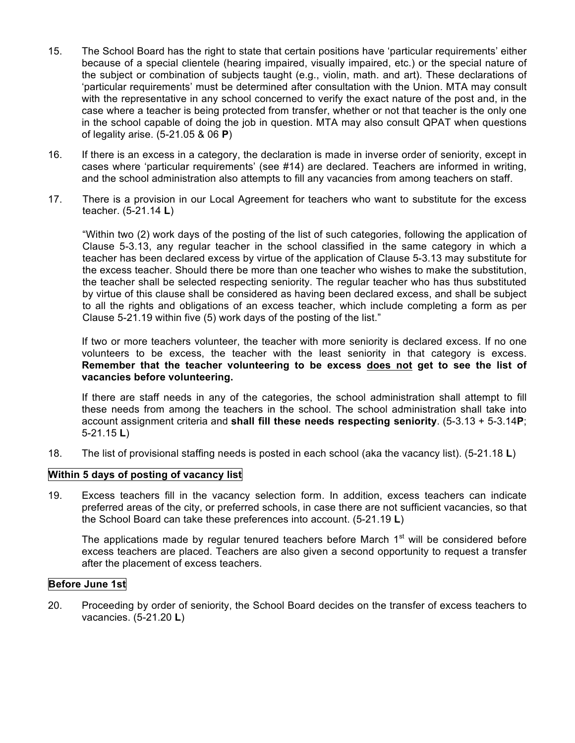15. The School Board has the right to state that certain positions have 'particular requirements' either because of a special clientele (hearing impaired, visually impaired, etc.) or the special nature of the subject or combination of subjects taught (e.g., violin, math. and art). These declarations of 'particular requirements' must be determined after consultation with the Union. MTA may consult with the representative in any school concerned to verify the exact nature of the post and, in the case where a teacher is being protected from transfer, whether or not that teacher is the only one in the school capable of doing the job in question. MTA may also consult QPAT when questions of legality arise. (5-21.05 & 06 **P**)

16. If there is an excess in a category, the declaration is made in inverse order of seniority, except in cases where 'particular requirements' (see #14) are declared. Teachers are informed in writing, and the school administration also attempts to fill any vacancies from among teachers on staff.

17. There is a provision in our Local Agreement for teachers who want to substitute for the excess teacher. (5-21.14 **L**)

    "Within two (2) work days of the posting of the list of such categories, following the application of Clause 5-3.13, any regular teacher in the school classified in the same category in which a teacher has been declared excess by virtue of the application of Clause 5-3.13 may substitute for the excess teacher. Should there be more than one teacher who wishes to make the substitution, the teacher shall be selected respecting seniority. The regular teacher who has thus substituted by virtue of this clause shall be considered as having been declared excess, and shall be subject to all the rights and obligations of an excess teacher, which include completing a form as per Clause 5-21.19 within five (5) work days of the posting of the list."

    If two or more teachers volunteer, the teacher with more seniority is declared excess. If no one volunteers to be excess, the teacher with the least seniority in that category is excess. **Remember that the teacher volunteering to be excess <u>does not</u> get to see the list of vacancies before volunteering.**

    If there are staff needs in any of the categories, the school administration shall attempt to fill these needs from among the teachers in the school. The school administration shall take into account assignment criteria and **shall fill these needs respecting seniority**. (5-3.13 + 5-3.14**P**; 5-21.15 **L**)

18. The list of provisional staffing needs is posted in each school (aka the vacancy list). (5-21.18 **L**)

**Within 5 days of posting of vacancy list**

19. Excess teachers fill in the vacancy selection form. In addition, excess teachers can indicate preferred areas of the city, or preferred schools, in case there are not sufficient vacancies, so that the School Board can take these preferences into account. (5-21.19 **L**)

    The applications made by regular tenured teachers before March 1st will be considered before excess teachers are placed. Teachers are also given a second opportunity to request a transfer after the placement of excess teachers.

**Before June 1st**

20. Proceeding by order of seniority, the School Board decides on the transfer of excess teachers to vacancies. (5-21.20 **L**)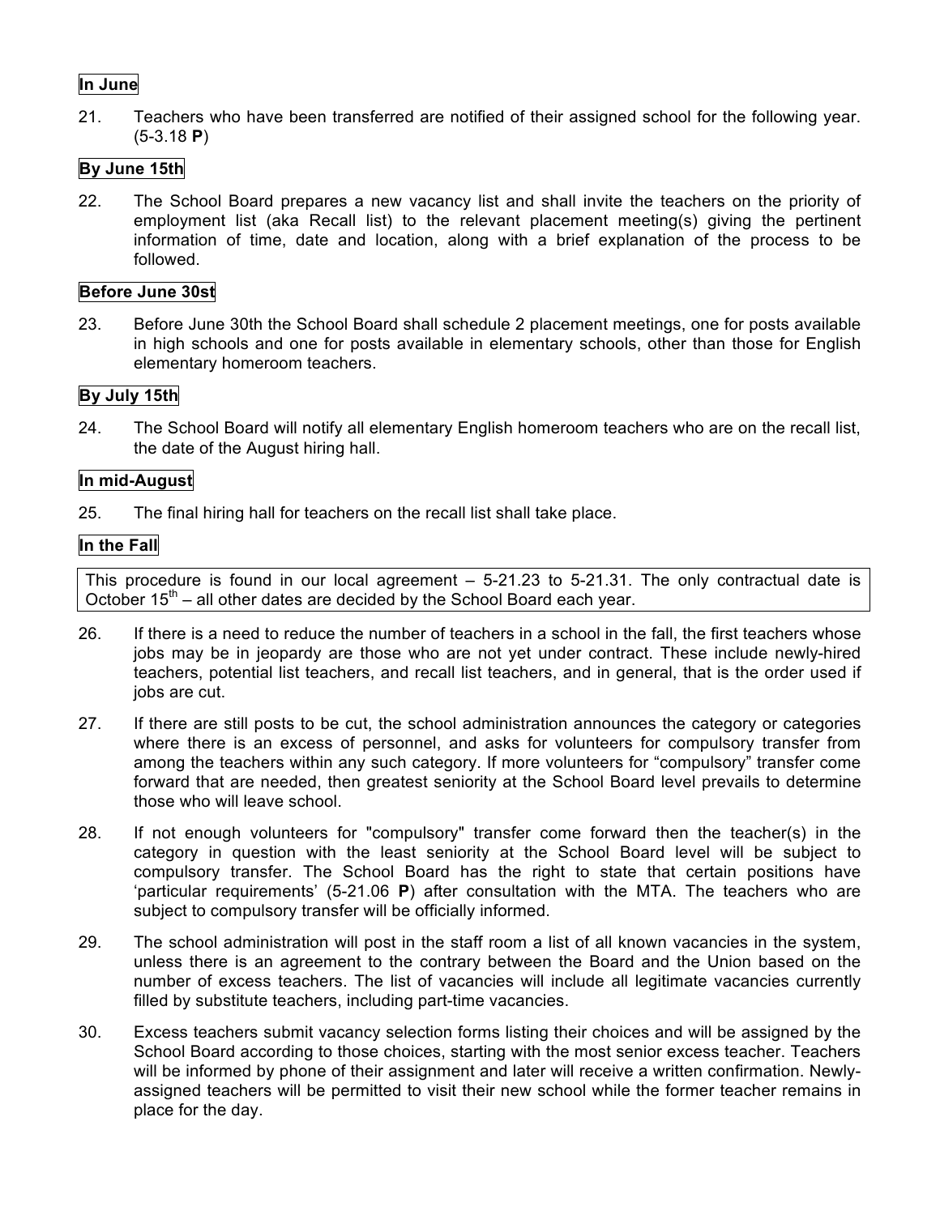**In June**

21. Teachers who have been transferred are notified of their assigned school for the following year. (5-3.18 **P**)

**By June 15th**

22. The School Board prepares a new vacancy list and shall invite the teachers on the priority of employment list (aka Recall list) to the relevant placement meeting(s) giving the pertinent information of time, date and location, along with a brief explanation of the process to be followed.

**Before June 30st**

23. Before June 30th the School Board shall schedule 2 placement meetings, one for posts available in high schools and one for posts available in elementary schools, other than those for English elementary homeroom teachers.

**By July 15th**

24. The School Board will notify all elementary English homeroom teachers who are on the recall list, the date of the August hiring hall.

**In mid-August**

25. The final hiring hall for teachers on the recall list shall take place.

**In the Fall**

This procedure is found in our local agreement – 5-21.23 to 5-21.31. The only contractual date is October 15th – all other dates are decided by the School Board each year.

26. If there is a need to reduce the number of teachers in a school in the fall, the first teachers whose jobs may be in jeopardy are those who are not yet under contract. These include newly-hired teachers, potential list teachers, and recall list teachers, and in general, that is the order used if jobs are cut.

27. If there are still posts to be cut, the school administration announces the category or categories where there is an excess of personnel, and asks for volunteers for compulsory transfer from among the teachers within any such category. If more volunteers for "compulsory" transfer come forward that are needed, then greatest seniority at the School Board level prevails to determine those who will leave school.

28. If not enough volunteers for "compulsory" transfer come forward then the teacher(s) in the category in question with the least seniority at the School Board level will be subject to compulsory transfer. The School Board has the right to state that certain positions have 'particular requirements' (5-21.06 **P**) after consultation with the MTA. The teachers who are subject to compulsory transfer will be officially informed.

29. The school administration will post in the staff room a list of all known vacancies in the system, unless there is an agreement to the contrary between the Board and the Union based on the number of excess teachers. The list of vacancies will include all legitimate vacancies currently filled by substitute teachers, including part-time vacancies.

30. Excess teachers submit vacancy selection forms listing their choices and will be assigned by the School Board according to those choices, starting with the most senior excess teacher. Teachers will be informed by phone of their assignment and later will receive a written confirmation. Newly-assigned teachers will be permitted to visit their new school while the former teacher remains in place for the day.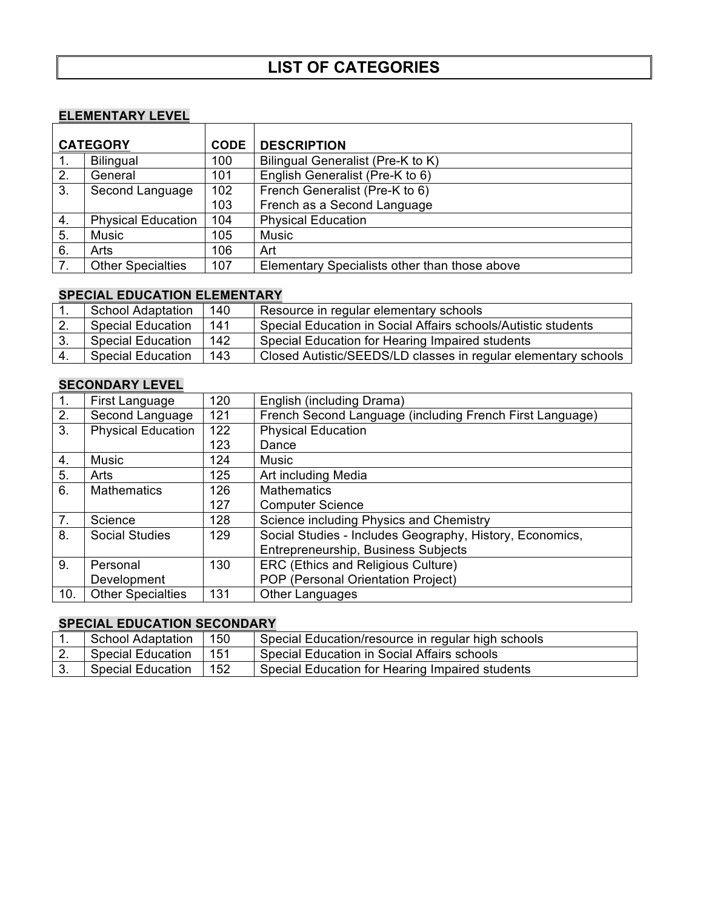# LIST OF CATEGORIES

## ELEMENTARY LEVEL

| | CATEGORY | CODE | DESCRIPTION |
|---|---|---|---|
| 1. | Bilingual | 100 | Bilingual Generalist (Pre-K to K) |
| 2. | General | 101 | English Generalist (Pre-K to 6) |
| 3. | Second Language | 102 | French Generalist (Pre-K to 6) |
| | | 103 | French as a Second Language |
| 4. | Physical Education | 104 | Physical Education |
| 5. | Music | 105 | Music |
| 6. | Arts | 106 | Art |
| 7. | Other Specialties | 107 | Elementary Specialists other than those above |

## SPECIAL EDUCATION ELEMENTARY

| | CATEGORY | CODE | DESCRIPTION |
|---|---|---|---|
| 1. | School Adaptation | 140 | Resource in regular elementary schools |
| 2. | Special Education | 141 | Special Education in Social Affairs schools/Autistic students |
| 3. | Special Education | 142 | Special Education for Hearing Impaired students |
| 4. | Special Education | 143 | Closed Autistic/SEEDS/LD classes in regular elementary schools |

## SECONDARY LEVEL

| | CATEGORY | CODE | DESCRIPTION |
|---|---|---|---|
| 1. | First Language | 120 | English (including Drama) |
| 2. | Second Language | 121 | French Second Language (including French First Language) |
| 3. | Physical Education | 122 | Physical Education |
| | | 123 | Dance |
| 4. | Music | 124 | Music |
| 5. | Arts | 125 | Art including Media |
| 6. | Mathematics | 126 | Mathematics |
| | | 127 | Computer Science |
| 7. | Science | 128 | Science including Physics and Chemistry |
| 8. | Social Studies | 129 | Social Studies - Includes Geography, History, Economics, Entrepreneurship, Business Subjects |
| 9. | Personal Development | 130 | ERC (Ethics and Religious Culture) POP (Personal Orientation Project) |
| 10. | Other Specialties | 131 | Other Languages |

## SPECIAL EDUCATION SECONDARY

| | CATEGORY | CODE | DESCRIPTION |
|---|---|---|---|
| 1. | School Adaptation | 150 | Special Education/resource in regular high schools |
| 2. | Special Education | 151 | Special Education in Social Affairs schools |
| 3. | Special Education | 152 | Special Education for Hearing Impaired students |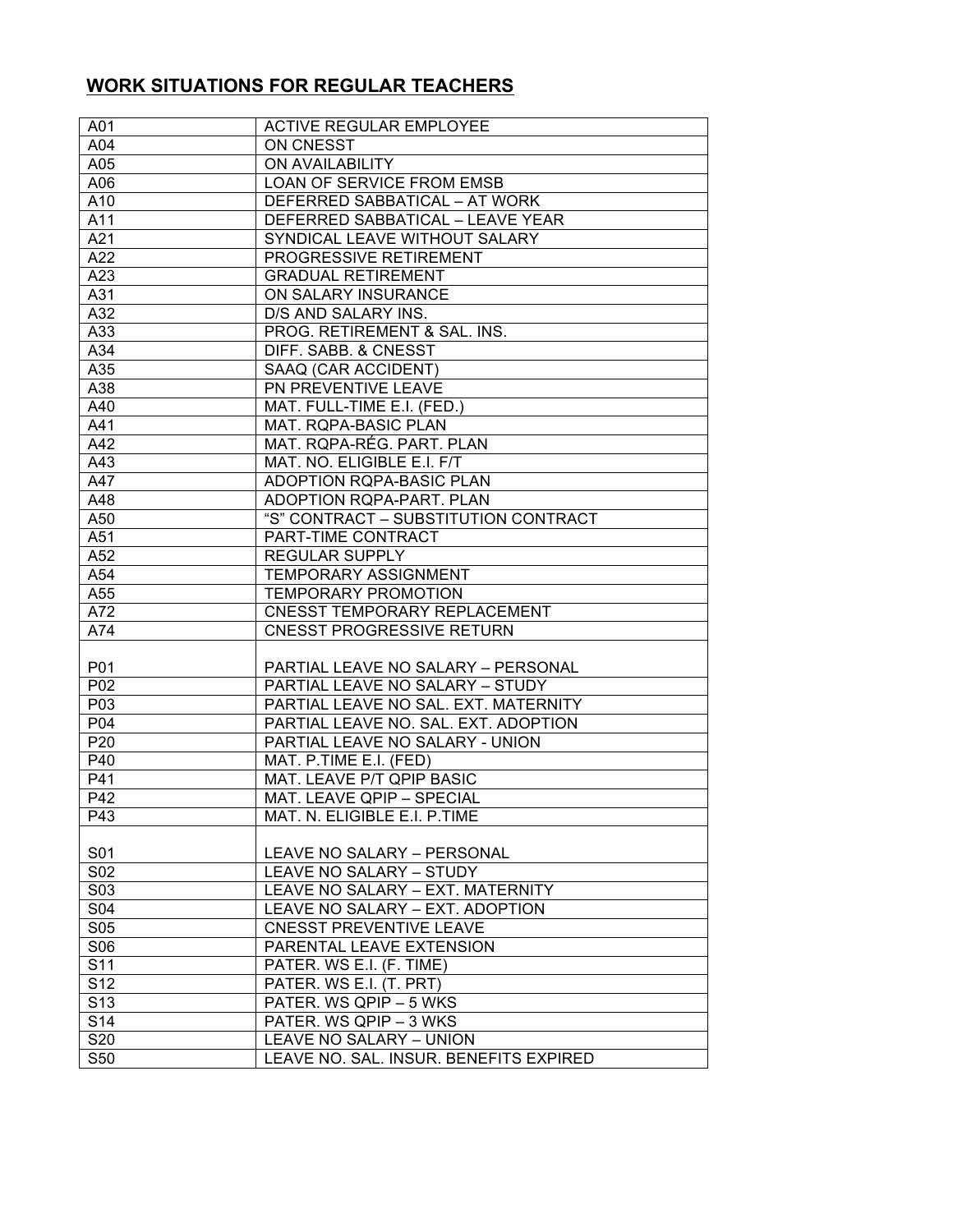## WORK SITUATIONS FOR REGULAR TEACHERS

| | |
|---|---|
| A01 | ACTIVE REGULAR EMPLOYEE |
| A04 | ON CNESST |
| A05 | ON AVAILABILITY |
| A06 | LOAN OF SERVICE FROM EMSB |
| A10 | DEFERRED SABBATICAL – AT WORK |
| A11 | DEFERRED SABBATICAL – LEAVE YEAR |
| A21 | SYNDICAL LEAVE WITHOUT SALARY |
| A22 | PROGRESSIVE RETIREMENT |
| A23 | GRADUAL RETIREMENT |
| A31 | ON SALARY INSURANCE |
| A32 | D/S AND SALARY INS. |
| A33 | PROG. RETIREMENT & SAL. INS. |
| A34 | DIFF. SABB. & CNESST |
| A35 | SAAQ (CAR ACCIDENT) |
| A38 | PN PREVENTIVE LEAVE |
| A40 | MAT. FULL-TIME E.I. (FED.) |
| A41 | MAT. RQPA-BASIC PLAN |
| A42 | MAT. RQPA-RÉG. PART. PLAN |
| A43 | MAT. NO. ELIGIBLE E.I. F/T |
| A47 | ADOPTION RQPA-BASIC PLAN |
| A48 | ADOPTION RQPA-PART. PLAN |
| A50 | "S" CONTRACT – SUBSTITUTION CONTRACT |
| A51 | PART-TIME CONTRACT |
| A52 | REGULAR SUPPLY |
| A54 | TEMPORARY ASSIGNMENT |
| A55 | TEMPORARY PROMOTION |
| A72 | CNESST TEMPORARY REPLACEMENT |
| A74 | CNESST PROGRESSIVE RETURN |
| | |
| P01 | PARTIAL LEAVE NO SALARY – PERSONAL |
| P02 | PARTIAL LEAVE NO SALARY – STUDY |
| P03 | PARTIAL LEAVE NO SAL. EXT. MATERNITY |
| P04 | PARTIAL LEAVE NO. SAL. EXT. ADOPTION |
| P20 | PARTIAL LEAVE NO SALARY - UNION |
| P40 | MAT. P.TIME E.I. (FED) |
| P41 | MAT. LEAVE P/T QPIP BASIC |
| P42 | MAT. LEAVE QPIP – SPECIAL |
| P43 | MAT. N. ELIGIBLE E.I. P.TIME |
| | |
| S01 | LEAVE NO SALARY – PERSONAL |
| S02 | LEAVE NO SALARY – STUDY |
| S03 | LEAVE NO SALARY – EXT. MATERNITY |
| S04 | LEAVE NO SALARY – EXT. ADOPTION |
| S05 | CNESST PREVENTIVE LEAVE |
| S06 | PARENTAL LEAVE EXTENSION |
| S11 | PATER. WS E.I. (F. TIME) |
| S12 | PATER. WS E.I. (T. PRT) |
| S13 | PATER. WS QPIP – 5 WKS |
| S14 | PATER. WS QPIP – 3 WKS |
| S20 | LEAVE NO SALARY – UNION |
| S50 | LEAVE NO. SAL. INSUR. BENEFITS EXPIRED |